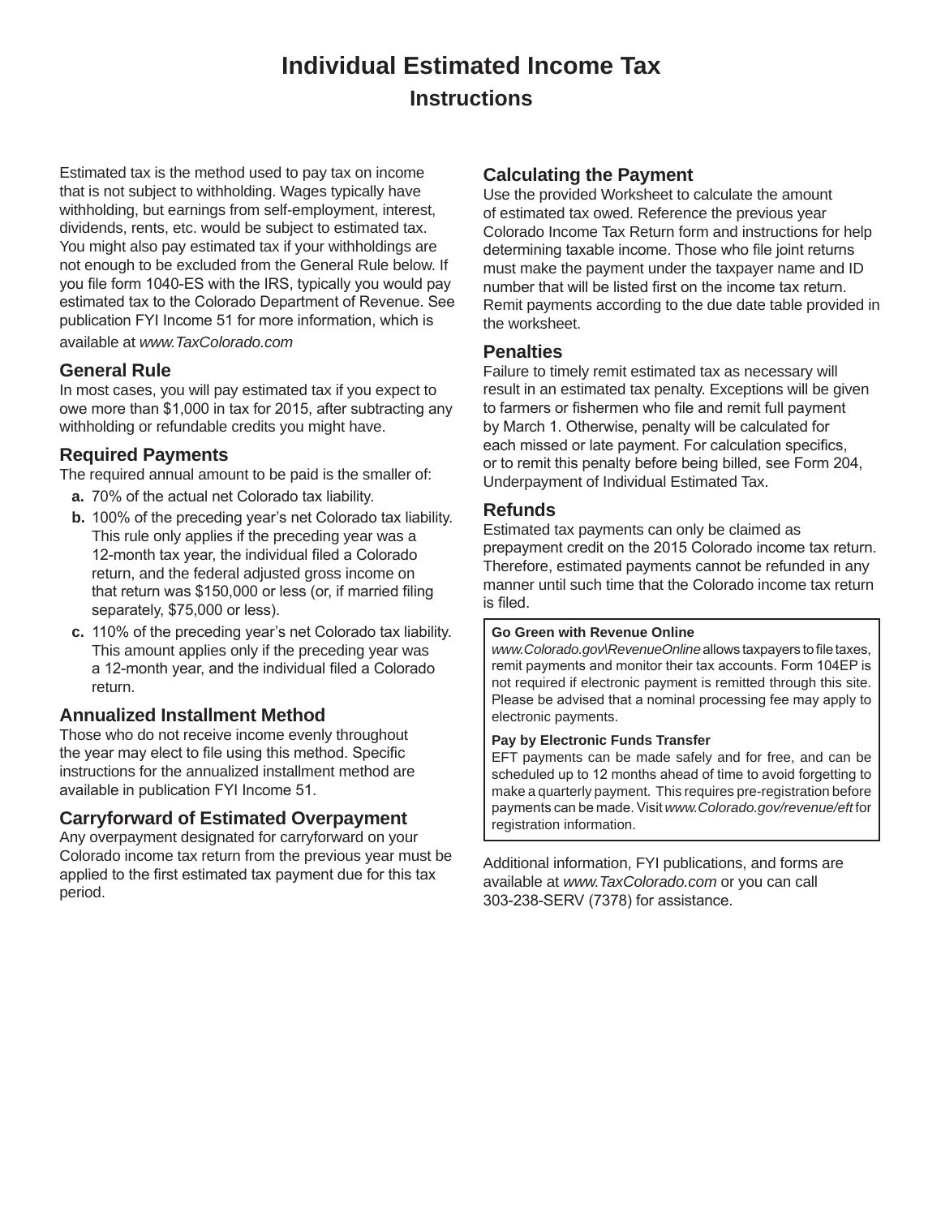# Individual Estimated Income Tax

## Instructions

Estimated tax is the method used to pay tax on income that is not subject to withholding. Wages typically have withholding, but earnings from self-employment, interest, dividends, rents, etc. would be subject to estimated tax. You might also pay estimated tax if your withholdings are not enough to be excluded from the General Rule below. If you file form 1040-ES with the IRS, typically you would pay estimated tax to the Colorado Department of Revenue. See publication FYI Income 51 for more information, which is available at *www.TaxColorado.com*

### General Rule

In most cases, you will pay estimated tax if you expect to owe more than $1,000 in tax for 2015, after subtracting any withholding or refundable credits you might have.

### Required Payments

The required annual amount to be paid is the smaller of:

**a.** 70% of the actual net Colorado tax liability.

**b.** 100% of the preceding year's net Colorado tax liability. This rule only applies if the preceding year was a 12-month tax year, the individual filed a Colorado return, and the federal adjusted gross income on that return was $150,000 or less (or, if married filing separately, $75,000 or less).

**c.** 110% of the preceding year's net Colorado tax liability. This amount applies only if the preceding year was a 12-month year, and the individual filed a Colorado return.

### Annualized Installment Method

Those who do not receive income evenly throughout the year may elect to file using this method. Specific instructions for the annualized installment method are available in publication FYI Income 51.

### Carryforward of Estimated Overpayment

Any overpayment designated for carryforward on your Colorado income tax return from the previous year must be applied to the first estimated tax payment due for this tax period.

### Calculating the Payment

Use the provided Worksheet to calculate the amount of estimated tax owed. Reference the previous year Colorado Income Tax Return form and instructions for help determining taxable income. Those who file joint returns must make the payment under the taxpayer name and ID number that will be listed first on the income tax return. Remit payments according to the due date table provided in the worksheet.

### Penalties

Failure to timely remit estimated tax as necessary will result in an estimated tax penalty. Exceptions will be given to farmers or fishermen who file and remit full payment by March 1. Otherwise, penalty will be calculated for each missed or late payment. For calculation specifics, or to remit this penalty before being billed, see Form 204, Underpayment of Individual Estimated Tax.

### Refunds

Estimated tax payments can only be claimed as prepayment credit on the 2015 Colorado income tax return. Therefore, estimated payments cannot be refunded in any manner until such time that the Colorado income tax return is filed.

**Go Green with Revenue Online**

*www.Colorado.gov\RevenueOnline* allows taxpayers to file taxes, remit payments and monitor their tax accounts. Form 104EP is not required if electronic payment is remitted through this site. Please be advised that a nominal processing fee may apply to electronic payments.

**Pay by Electronic Funds Transfer**

EFT payments can be made safely and for free, and can be scheduled up to 12 months ahead of time to avoid forgetting to make a quarterly payment. This requires pre-registration before payments can be made. Visit *www.Colorado.gov/revenue/eft* for registration information.

Additional information, FYI publications, and forms are available at *www.TaxColorado.com* or you can call 303-238-SERV (7378) for assistance.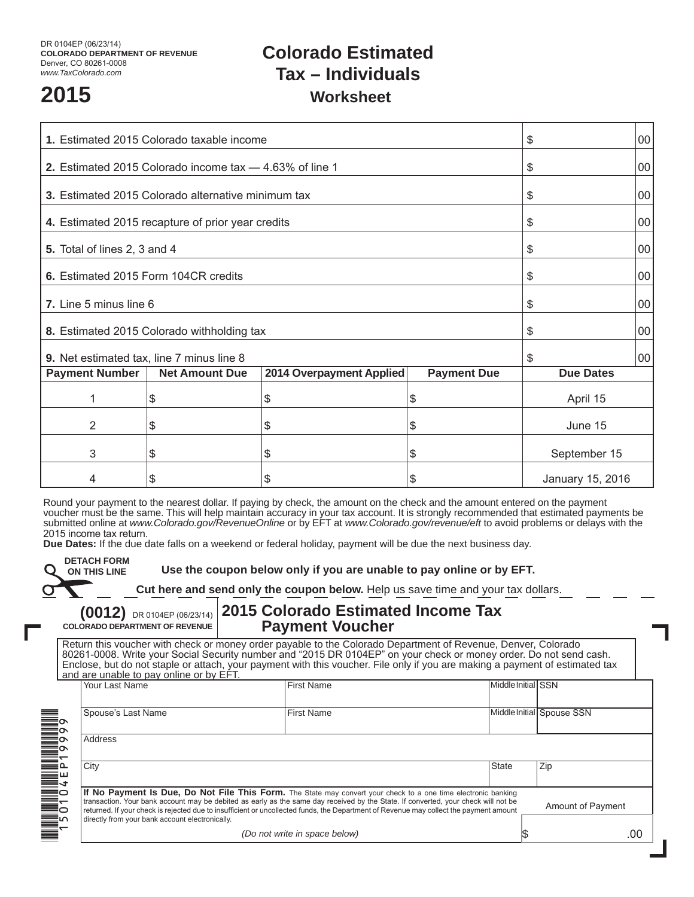DR 0104EP (06/23/14)
**COLORADO DEPARTMENT OF REVENUE**
Denver, CO 80261-0008
*www.TaxColorado.com*

# 2015

# Colorado Estimated Tax – Individuals

## Worksheet

| | | |
|---|---|---|
| **1.** Estimated 2015 Colorado taxable income | $ | 00 |
| **2.** Estimated 2015 Colorado income tax — 4.63% of line 1 | $ | 00 |
| **3.** Estimated 2015 Colorado alternative minimum tax | $ | 00 |
| **4.** Estimated 2015 recapture of prior year credits | $ | 00 |
| **5.** Total of lines 2, 3 and 4 | $ | 00 |
| **6.** Estimated 2015 Form 104CR credits | $ | 00 |
| **7.** Line 5 minus line 6 | $ | 00 |
| **8.** Estimated 2015 Colorado withholding tax | $ | 00 |
| **9.** Net estimated tax, line 7 minus line 8 | $ | 00 |

| Payment Number | Net Amount Due | 2014 Overpayment Applied | Payment Due | Due Dates |
|---|---|---|---|---|
| 1 | $ | $ | $ | April 15 |
| 2 | $ | $ | $ | June 15 |
| 3 | $ | $ | $ | September 15 |
| 4 | $ | $ | $ | January 15, 2016 |

Round your payment to the nearest dollar. If paying by check, the amount on the check and the amount entered on the payment voucher must be the same. This will help maintain accuracy in your tax account. It is strongly recommended that estimated payments be submitted online at *www.Colorado.gov/RevenueOnline* or by EFT at *www.Colorado.gov/revenue/eft* to avoid problems or delays with the 2015 income tax return.

**Due Dates:** If the due date falls on a weekend or federal holiday, payment will be due the next business day.

**DETACH FORM ON THIS LINE**

**Use the coupon below only if you are unable to pay online or by EFT.**

**Cut here and send only the coupon below.** Help us save time and your tax dollars.

**(0012)** DR 0104EP (06/23/14)
**COLORADO DEPARTMENT OF REVENUE**

## 2015 Colorado Estimated Income Tax Payment Voucher

Return this voucher with check or money order payable to the Colorado Department of Revenue, Denver, Colorado 80261-0008. Write your Social Security number and "2015 DR 0104EP" on your check or money order. Do not send cash. Enclose, but do not staple or attach, your payment with this voucher. File only if you are making a payment of estimated tax and are unable to pay online or by EFT.

| | | | |
|---|---|---|---|
| Your Last Name | First Name | Middle Initial | SSN |
| Spouse's Last Name | First Name | Middle Initial | Spouse SSN |
| Address | | | |
| City | | State | Zip |

**If No Payment Is Due, Do Not File This Form.** The State may convert your check to a one time electronic banking transaction. Your bank account may be debited as early as the same day received by the State. If converted, your check will not be returned. If your check is rejected due to insufficient or uncollected funds, the Department of Revenue may collect the payment amount directly from your bank account electronically.

Amount of Payment $ .00

*(Do not write in space below)*

150104EP19999